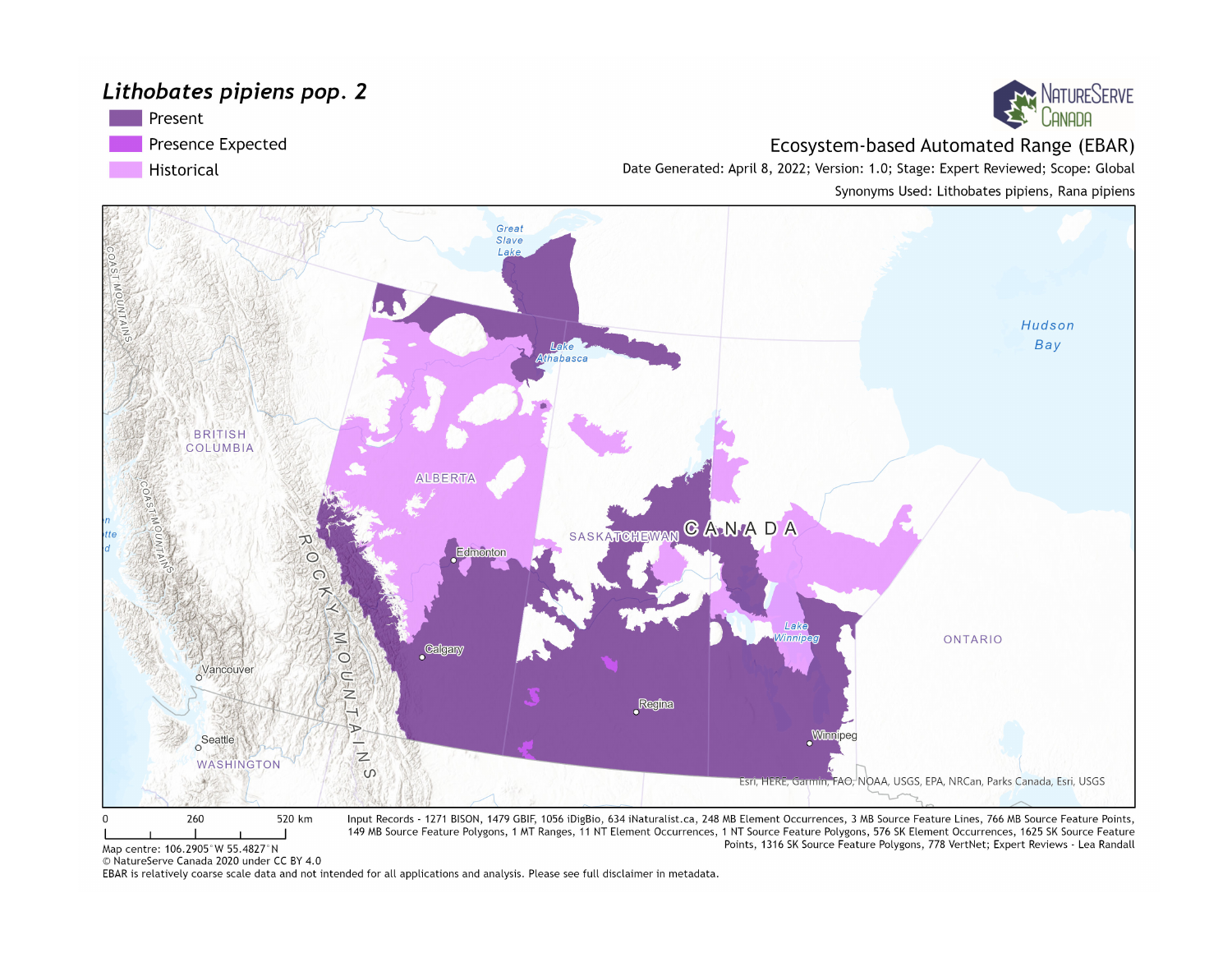# *Lithobates pipiens pop. 2*

- Present
- Presence Expected
- Historical

NatureServe Canada

Ecosystem-based Automated Range (EBAR)

Date Generated: April 8, 2022; Version: 1.0; Stage: Expert Reviewed; Scope: Global

Synonyms Used: Lithobates pipiens, Rana pipiens

Esri, HERE, Garmin, FAO, NOAA, USGS, EPA, NRCan, Parks Canada, Esri, USGS

0 260 520 km

Map centre: 106.2905°W 55.4827°N

© NatureServe Canada 2020 under CC BY 4.0

EBAR is relatively coarse scale data and not intended for all applications and analysis. Please see full disclaimer in metadata.

Input Records - 1271 BISON, 1479 GBIF, 1056 iDigBio, 634 iNaturalist.ca, 248 MB Element Occurrences, 3 MB Source Feature Lines, 766 MB Source Feature Points, 149 MB Source Feature Polygons, 1 MT Ranges, 11 NT Element Occurrences, 1 NT Source Feature Polygons, 576 SK Element Occurrences, 1625 SK Source Feature Points, 1316 SK Source Feature Polygons, 778 VertNet; Expert Reviews - Lea Randall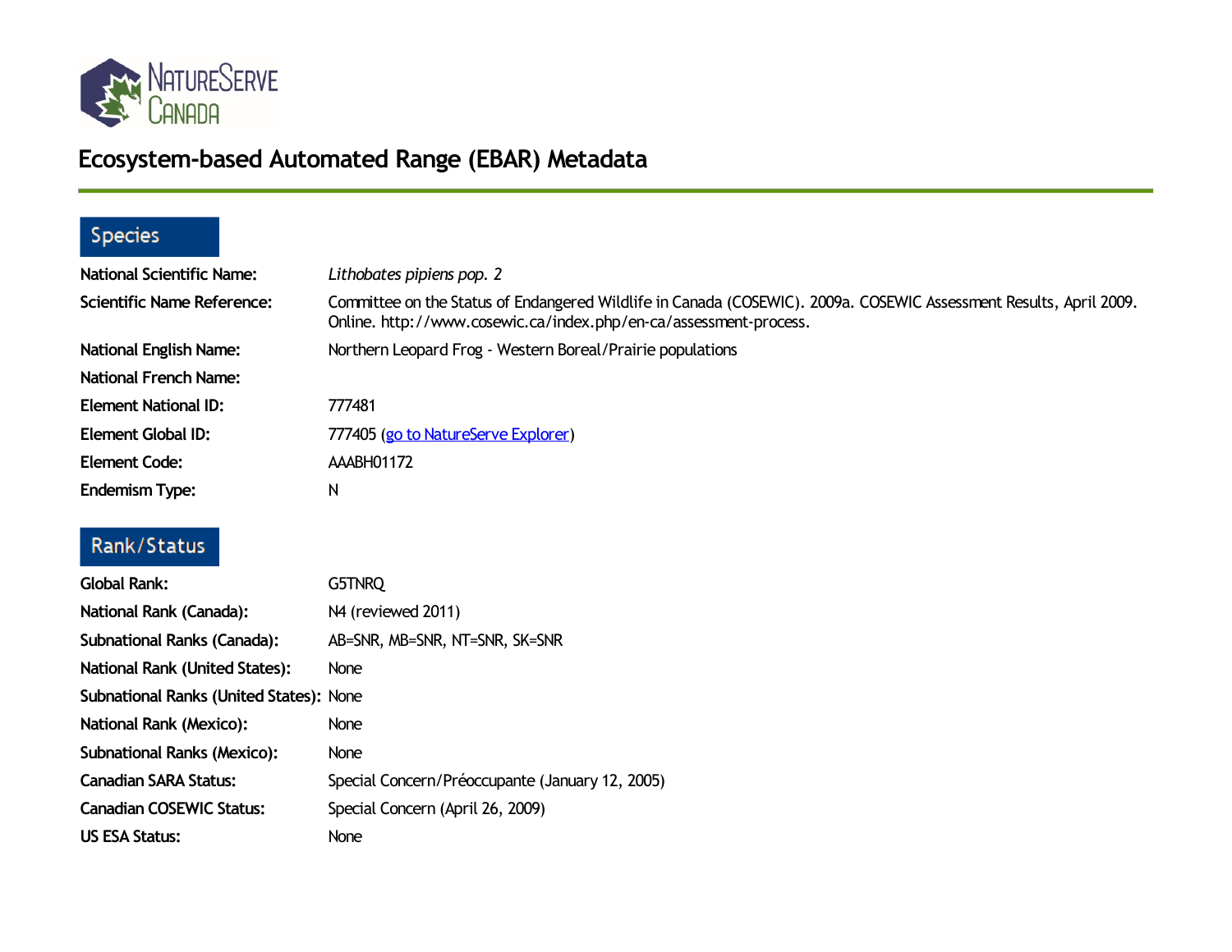# Ecosystem-based Automated Range (EBAR) Metadata

## Species

**National Scientific Name:** *Lithobates pipiens pop. 2*

**Scientific Name Reference:** Committee on the Status of Endangered Wildlife in Canada (COSEWIC). 2009a. COSEWIC Assessment Results, April 2009. Online. http://www.cosewic.ca/index.php/en-ca/assessment-process.

**National English Name:** Northern Leopard Frog - Western Boreal/Prairie populations

**National French Name:**

**Element National ID:** 777481

**Element Global ID:** 777405 (go to NatureServe Explorer)

**Element Code:** AAABH01172

**Endemism Type:** N

## Rank/Status

**Global Rank:** G5TNRQ

**National Rank (Canada):** N4 (reviewed 2011)

**Subnational Ranks (Canada):** AB=SNR, MB=SNR, NT=SNR, SK=SNR

**National Rank (United States):** None

**Subnational Ranks (United States):** None

**National Rank (Mexico):** None

**Subnational Ranks (Mexico):** None

**Canadian SARA Status:** Special Concern/Préoccupante (January 12, 2005)

**Canadian COSEWIC Status:** Special Concern (April 26, 2009)

**US ESA Status:** None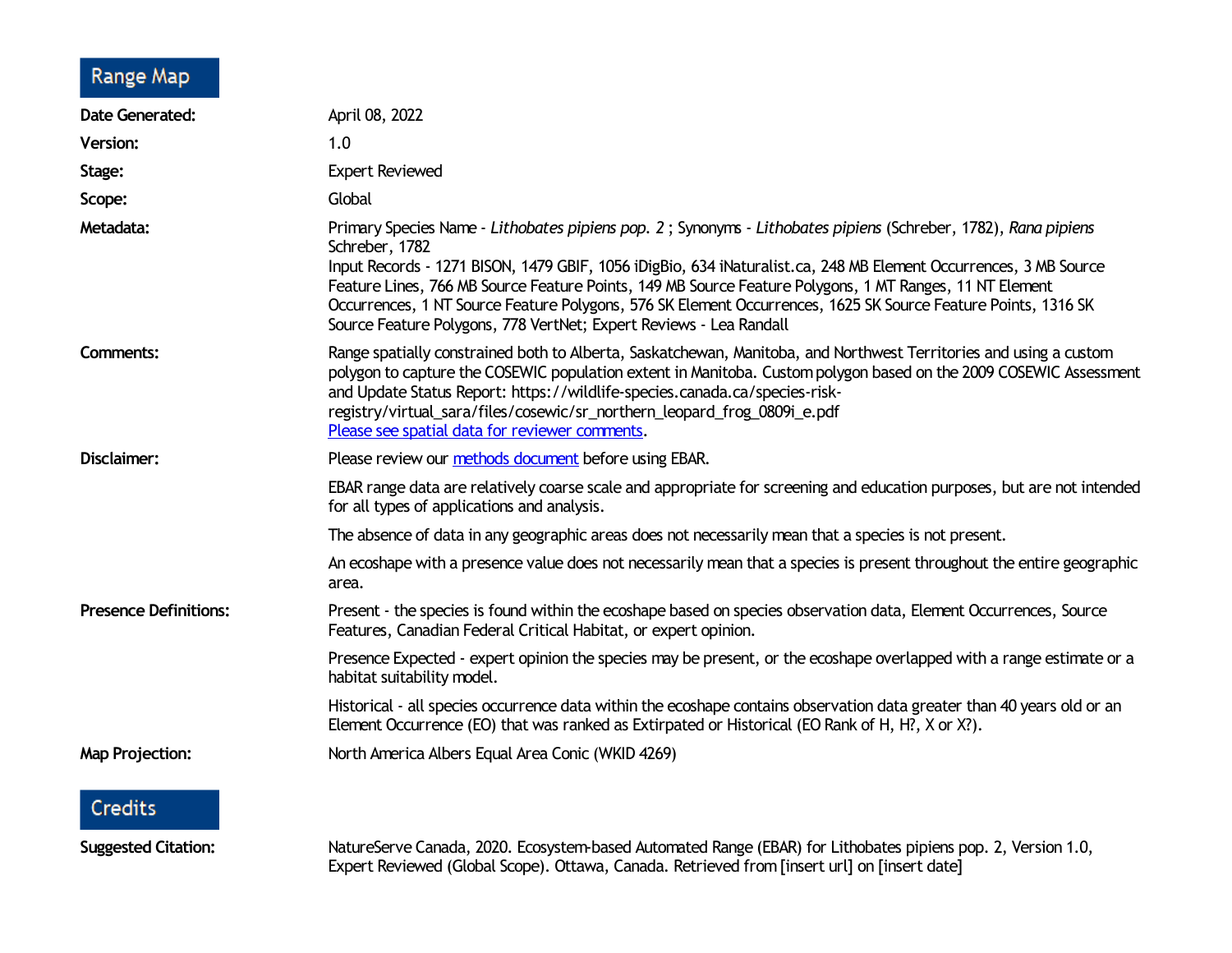## Range Map

**Date Generated:** April 08, 2022

**Version:** 1.0

**Stage:** Expert Reviewed

**Scope:** Global

**Metadata:** Primary Species Name - *Lithobates pipiens pop. 2* ; Synonyms - *Lithobates pipiens* (Schreber, 1782), *Rana pipiens* Schreber, 1782
Input Records - 1271 BISON, 1479 GBIF, 1056 iDigBio, 634 iNaturalist.ca, 248 MB Element Occurrences, 3 MB Source Feature Lines, 766 MB Source Feature Points, 149 MB Source Feature Polygons, 1 MT Ranges, 11 NT Element Occurrences, 1 NT Source Feature Polygons, 576 SK Element Occurrences, 1625 SK Source Feature Points, 1316 SK Source Feature Polygons, 778 VertNet; Expert Reviews - Lea Randall

**Comments:** Range spatially constrained both to Alberta, Saskatchewan, Manitoba, and Northwest Territories and using a custom polygon to capture the COSEWIC population extent in Manitoba. Custom polygon based on the 2009 COSEWIC Assessment and Update Status Report: https://wildlife-species.canada.ca/species-risk-registry/virtual_sara/files/cosewic/sr_northern_leopard_frog_0809i_e.pdf
Please see spatial data for reviewer comments.

**Disclaimer:** Please review our methods document before using EBAR.

EBAR range data are relatively coarse scale and appropriate for screening and education purposes, but are not intended for all types of applications and analysis.

The absence of data in any geographic areas does not necessarily mean that a species is not present.

An ecoshape with a presence value does not necessarily mean that a species is present throughout the entire geographic area.

**Presence Definitions:** Present - the species is found within the ecoshape based on species observation data, Element Occurrences, Source Features, Canadian Federal Critical Habitat, or expert opinion.

Presence Expected - expert opinion the species may be present, or the ecoshape overlapped with a range estimate or a habitat suitability model.

Historical - all species occurrence data within the ecoshape contains observation data greater than 40 years old or an Element Occurrence (EO) that was ranked as Extirpated or Historical (EO Rank of H, H?, X or X?).

**Map Projection:** North America Albers Equal Area Conic (WKID 4269)

## Credits

**Suggested Citation:** NatureServe Canada, 2020. Ecosystem-based Automated Range (EBAR) for Lithobates pipiens pop. 2, Version 1.0, Expert Reviewed (Global Scope). Ottawa, Canada. Retrieved from [insert url] on [insert date]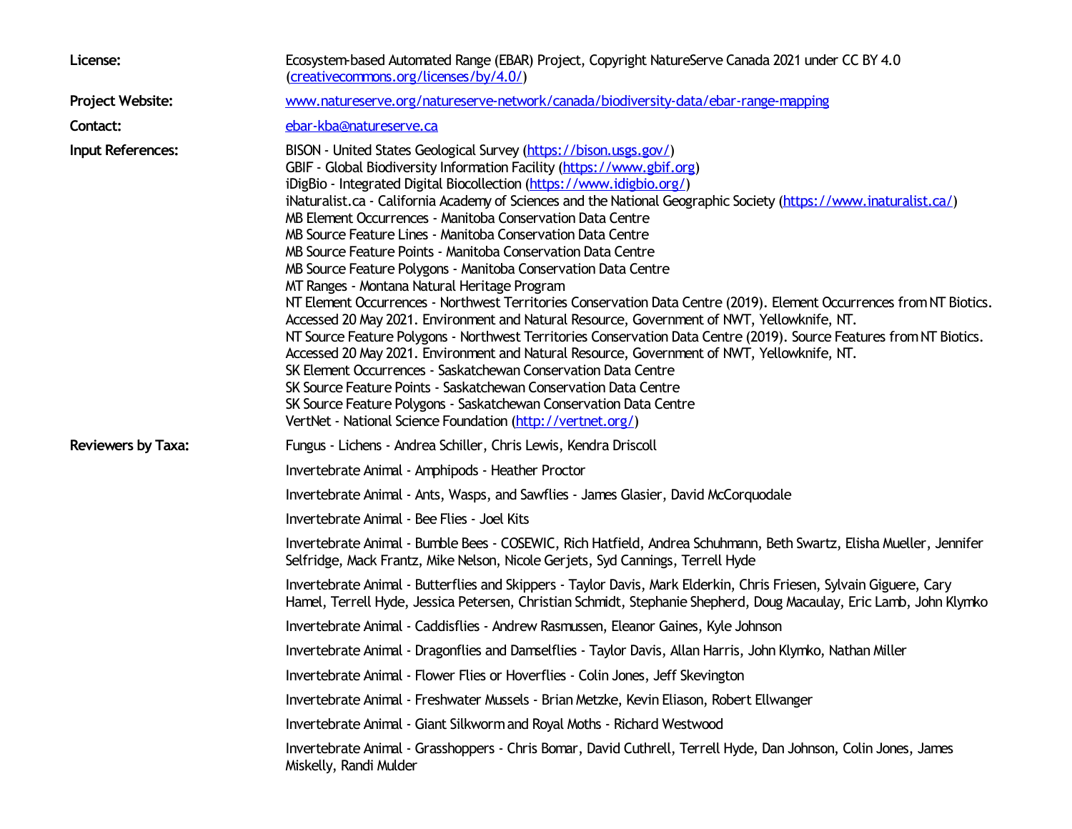**License:** Ecosystem-based Automated Range (EBAR) Project, Copyright NatureServe Canada 2021 under CC BY 4.0 ([creativecommons.org/licenses/by/4.0/](creativecommons.org/licenses/by/4.0/))

**Project Website:** [www.natureserve.org/natureserve-network/canada/biodiversity-data/ebar-range-mapping](www.natureserve.org/natureserve-network/canada/biodiversity-data/ebar-range-mapping)

**Contact:** [ebar-kba@natureserve.ca](mailto:ebar-kba@natureserve.ca)

**Input References:**

BISON - United States Geological Survey ([https://bison.usgs.gov/](https://bison.usgs.gov/))
GBIF - Global Biodiversity Information Facility ([https://www.gbif.org](https://www.gbif.org))
iDigBio - Integrated Digital Biocollection ([https://www.idigbio.org/](https://www.idigbio.org/))
iNaturalist.ca - California Academy of Sciences and the National Geographic Society ([https://www.inaturalist.ca/](https://www.inaturalist.ca/))
MB Element Occurrences - Manitoba Conservation Data Centre
MB Source Feature Lines - Manitoba Conservation Data Centre
MB Source Feature Points - Manitoba Conservation Data Centre
MB Source Feature Polygons - Manitoba Conservation Data Centre
MT Ranges - Montana Natural Heritage Program
NT Element Occurrences - Northwest Territories Conservation Data Centre (2019). Element Occurrences from NT Biotics. Accessed 20 May 2021. Environment and Natural Resource, Government of NWT, Yellowknife, NT.
NT Source Feature Polygons - Northwest Territories Conservation Data Centre (2019). Source Features from NT Biotics. Accessed 20 May 2021. Environment and Natural Resource, Government of NWT, Yellowknife, NT.
SK Element Occurrences - Saskatchewan Conservation Data Centre
SK Source Feature Points - Saskatchewan Conservation Data Centre
SK Source Feature Polygons - Saskatchewan Conservation Data Centre
VertNet - National Science Foundation ([http://vertnet.org/](http://vertnet.org/))

**Reviewers by Taxa:**

Fungus - Lichens - Andrea Schiller, Chris Lewis, Kendra Driscoll

Invertebrate Animal - Amphipods - Heather Proctor

Invertebrate Animal - Ants, Wasps, and Sawflies - James Glasier, David McCorquodale

Invertebrate Animal - Bee Flies - Joel Kits

Invertebrate Animal - Bumble Bees - COSEWIC, Rich Hatfield, Andrea Schuhmann, Beth Swartz, Elisha Mueller, Jennifer Selfridge, Mack Frantz, Mike Nelson, Nicole Gerjets, Syd Cannings, Terrell Hyde

Invertebrate Animal - Butterflies and Skippers - Taylor Davis, Mark Elderkin, Chris Friesen, Sylvain Giguere, Cary Hamel, Terrell Hyde, Jessica Petersen, Christian Schmidt, Stephanie Shepherd, Doug Macaulay, Eric Lamb, John Klymko

Invertebrate Animal - Caddisflies - Andrew Rasmussen, Eleanor Gaines, Kyle Johnson

Invertebrate Animal - Dragonflies and Damselflies - Taylor Davis, Allan Harris, John Klymko, Nathan Miller

Invertebrate Animal - Flower Flies or Hoverflies - Colin Jones, Jeff Skevington

Invertebrate Animal - Freshwater Mussels - Brian Metzke, Kevin Eliason, Robert Ellwanger

Invertebrate Animal - Giant Silkworm and Royal Moths - Richard Westwood

Invertebrate Animal - Grasshoppers - Chris Bomar, David Cuthrell, Terrell Hyde, Dan Johnson, Colin Jones, James Miskelly, Randi Mulder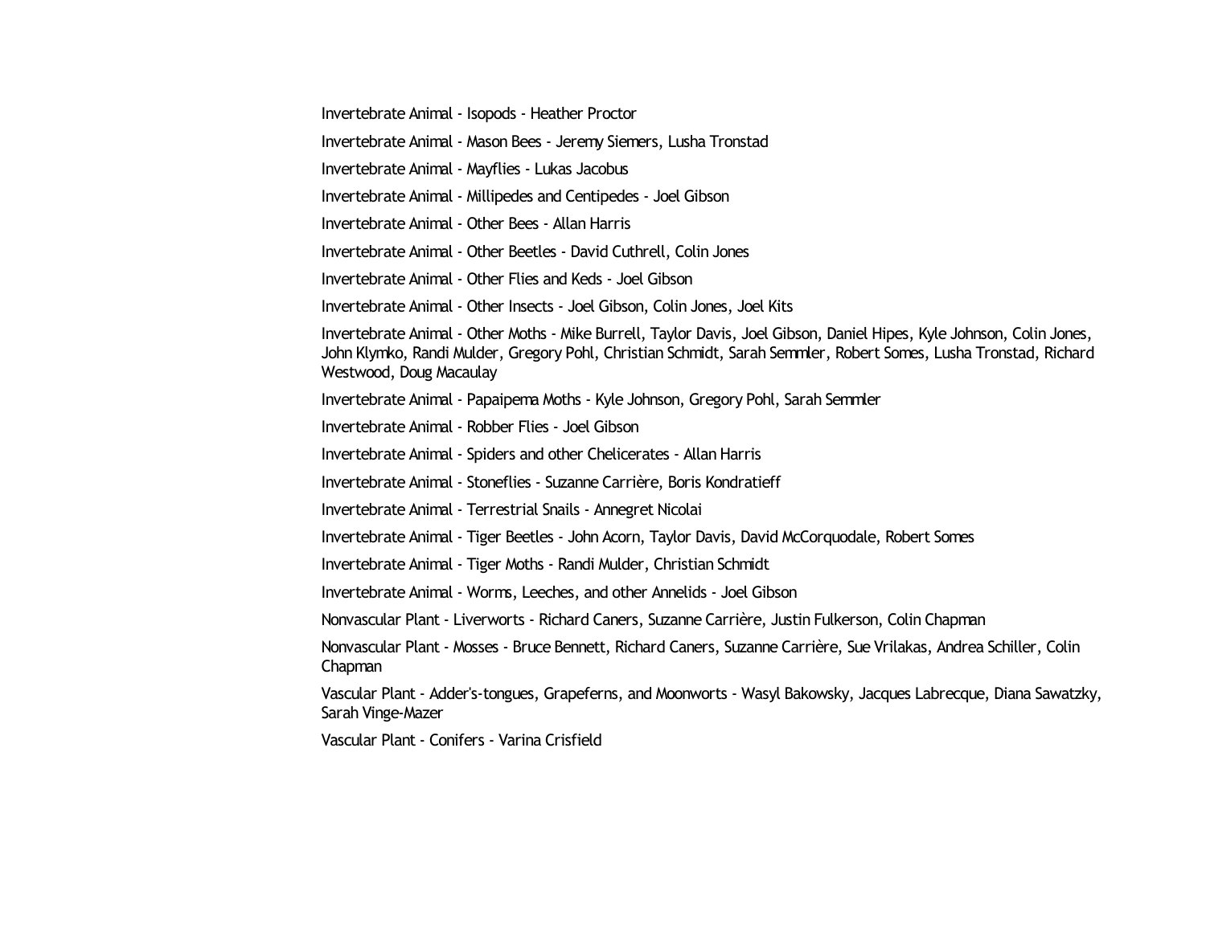Invertebrate Animal - Isopods - Heather Proctor

Invertebrate Animal - Mason Bees - Jeremy Siemers, Lusha Tronstad

Invertebrate Animal - Mayflies - Lukas Jacobus

Invertebrate Animal - Millipedes and Centipedes - Joel Gibson

Invertebrate Animal - Other Bees - Allan Harris

Invertebrate Animal - Other Beetles - David Cuthrell, Colin Jones

Invertebrate Animal - Other Flies and Keds - Joel Gibson

Invertebrate Animal - Other Insects - Joel Gibson, Colin Jones, Joel Kits

Invertebrate Animal - Other Moths - Mike Burrell, Taylor Davis, Joel Gibson, Daniel Hipes, Kyle Johnson, Colin Jones, John Klymko, Randi Mulder, Gregory Pohl, Christian Schmidt, Sarah Semmler, Robert Somes, Lusha Tronstad, Richard Westwood, Doug Macaulay

Invertebrate Animal - Papaipema Moths - Kyle Johnson, Gregory Pohl, Sarah Semmler

Invertebrate Animal - Robber Flies - Joel Gibson

Invertebrate Animal - Spiders and other Chelicerates - Allan Harris

Invertebrate Animal - Stoneflies - Suzanne Carrière, Boris Kondratieff

Invertebrate Animal - Terrestrial Snails - Annegret Nicolai

Invertebrate Animal - Tiger Beetles - John Acorn, Taylor Davis, David McCorquodale, Robert Somes

Invertebrate Animal - Tiger Moths - Randi Mulder, Christian Schmidt

Invertebrate Animal - Worms, Leeches, and other Annelids - Joel Gibson

Nonvascular Plant - Liverworts - Richard Caners, Suzanne Carrière, Justin Fulkerson, Colin Chapman

Nonvascular Plant - Mosses - Bruce Bennett, Richard Caners, Suzanne Carrière, Sue Vrilakas, Andrea Schiller, Colin Chapman

Vascular Plant - Adder's-tongues, Grapeferns, and Moonworts - Wasyl Bakowsky, Jacques Labrecque, Diana Sawatzky, Sarah Vinge-Mazer

Vascular Plant - Conifers - Varina Crisfield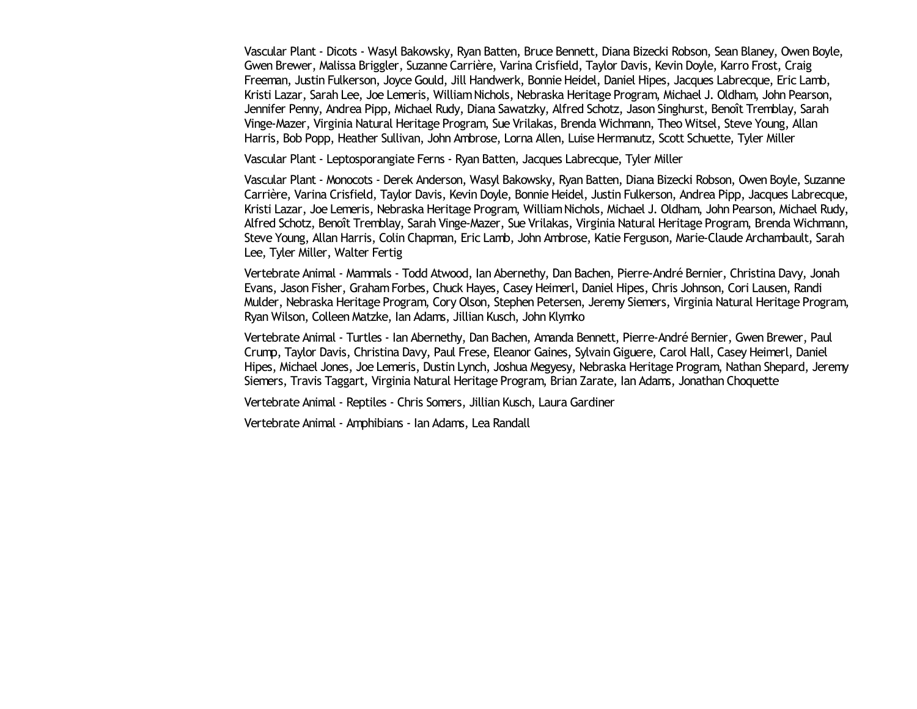Vascular Plant - Dicots - Wasyl Bakowsky, Ryan Batten, Bruce Bennett, Diana Bizecki Robson, Sean Blaney, Owen Boyle, Gwen Brewer, Malissa Briggler, Suzanne Carrière, Varina Crisfield, Taylor Davis, Kevin Doyle, Karro Frost, Craig Freeman, Justin Fulkerson, Joyce Gould, Jill Handwerk, Bonnie Heidel, Daniel Hipes, Jacques Labrecque, Eric Lamb, Kristi Lazar, Sarah Lee, Joe Lemeris, William Nichols, Nebraska Heritage Program, Michael J. Oldham, John Pearson, Jennifer Penny, Andrea Pipp, Michael Rudy, Diana Sawatzky, Alfred Schotz, Jason Singhurst, Benoît Tremblay, Sarah Vinge-Mazer, Virginia Natural Heritage Program, Sue Vrilakas, Brenda Wichmann, Theo Witsel, Steve Young, Allan Harris, Bob Popp, Heather Sullivan, John Ambrose, Lorna Allen, Luise Hermanutz, Scott Schuette, Tyler Miller

Vascular Plant - Leptosporangiate Ferns - Ryan Batten, Jacques Labrecque, Tyler Miller

Vascular Plant - Monocots - Derek Anderson, Wasyl Bakowsky, Ryan Batten, Diana Bizecki Robson, Owen Boyle, Suzanne Carrière, Varina Crisfield, Taylor Davis, Kevin Doyle, Bonnie Heidel, Justin Fulkerson, Andrea Pipp, Jacques Labrecque, Kristi Lazar, Joe Lemeris, Nebraska Heritage Program, William Nichols, Michael J. Oldham, John Pearson, Michael Rudy, Alfred Schotz, Benoît Tremblay, Sarah Vinge-Mazer, Sue Vrilakas, Virginia Natural Heritage Program, Brenda Wichmann, Steve Young, Allan Harris, Colin Chapman, Eric Lamb, John Ambrose, Katie Ferguson, Marie-Claude Archambault, Sarah Lee, Tyler Miller, Walter Fertig

Vertebrate Animal - Mammals - Todd Atwood, Ian Abernethy, Dan Bachen, Pierre-André Bernier, Christina Davy, Jonah Evans, Jason Fisher, Graham Forbes, Chuck Hayes, Casey Heimerl, Daniel Hipes, Chris Johnson, Cori Lausen, Randi Mulder, Nebraska Heritage Program, Cory Olson, Stephen Petersen, Jeremy Siemers, Virginia Natural Heritage Program, Ryan Wilson, Colleen Matzke, Ian Adams, Jillian Kusch, John Klymko

Vertebrate Animal - Turtles - Ian Abernethy, Dan Bachen, Amanda Bennett, Pierre-André Bernier, Gwen Brewer, Paul Crump, Taylor Davis, Christina Davy, Paul Frese, Eleanor Gaines, Sylvain Giguere, Carol Hall, Casey Heimerl, Daniel Hipes, Michael Jones, Joe Lemeris, Dustin Lynch, Joshua Megyesy, Nebraska Heritage Program, Nathan Shepard, Jeremy Siemers, Travis Taggart, Virginia Natural Heritage Program, Brian Zarate, Ian Adams, Jonathan Choquette

Vertebrate Animal - Reptiles - Chris Somers, Jillian Kusch, Laura Gardiner

Vertebrate Animal - Amphibians - Ian Adams, Lea Randall